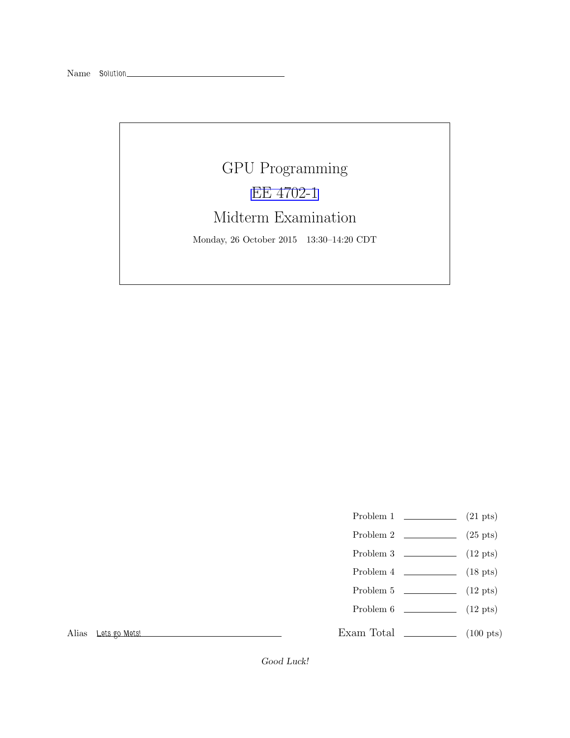Name Solution

# GPU Programming

## EE 4702-1

## Midterm Examination

Monday, 26 October 2015 13:30–14:20 CDT

| | | |
|---|---|---|
| Problem 1 | | (21 pts) |
| Problem 2 | | (25 pts) |
| Problem 3 | | (12 pts) |
| Problem 4 | | (18 pts) |
| Problem 5 | | (12 pts) |
| Problem 6 | | (12 pts) |
| Exam Total | | (100 pts) |

Alias Lets go Mets!

*Good Luck!*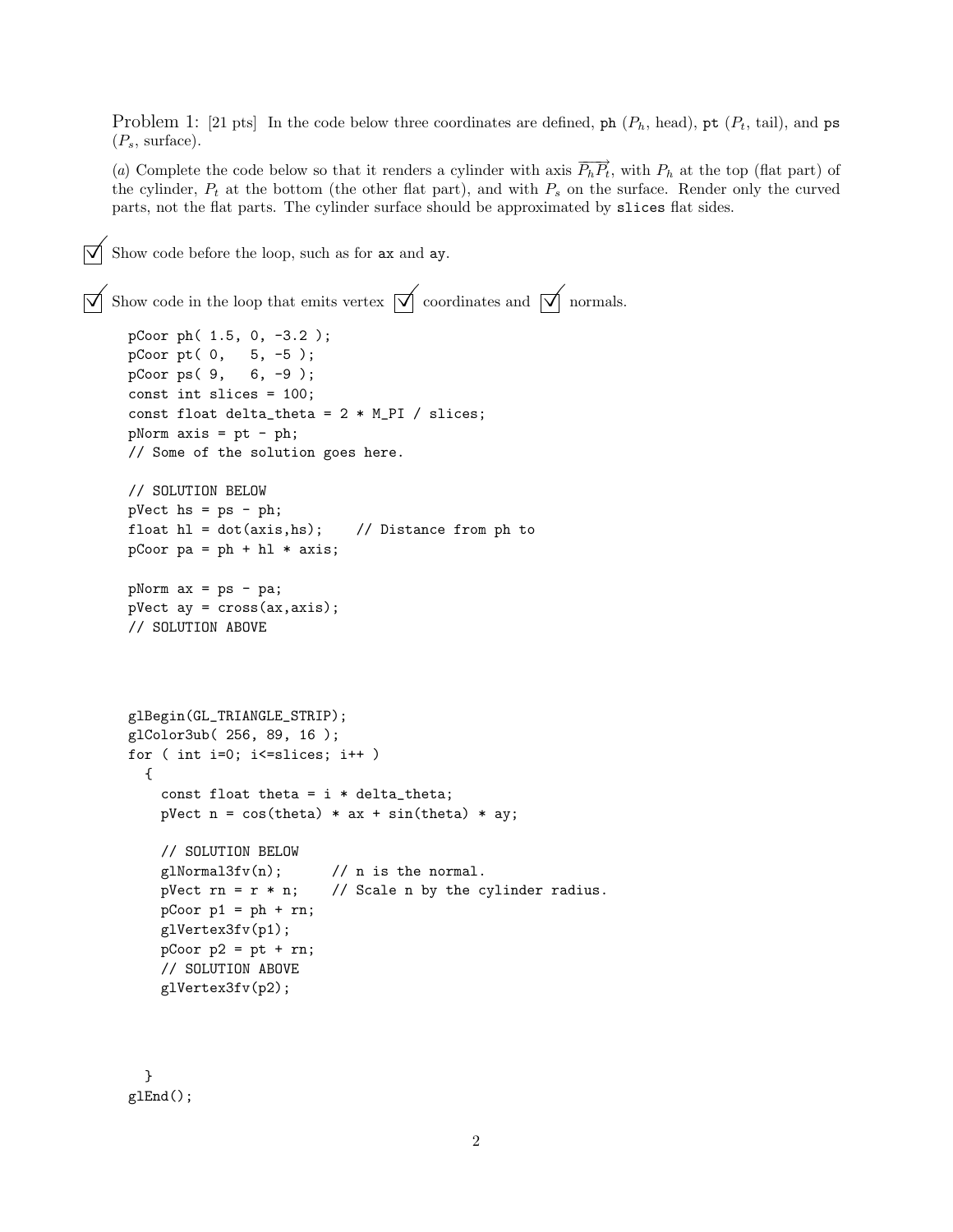Problem 1: [21 pts] In the code below three coordinates are defined, `ph` ($P_h$, head), `pt` ($P_t$, tail), and `ps` ($P_s$, surface).

(*a*) Complete the code below so that it renders a cylinder with axis $\overrightarrow{P_h P_t}$, with $P_h$ at the top (flat part) of the cylinder, $P_t$ at the bottom (the other flat part), and with $P_s$ on the surface. Render only the curved parts, not the flat parts. The cylinder surface should be approximated by `slices` flat sides.

☑ Show code before the loop, such as for `ax` and `ay`.

☑ Show code in the loop that emits vertex ☑ coordinates and ☑ normals.

```
pCoor ph( 1.5, 0, -3.2 );
pCoor pt( 0,   5, -5 );
pCoor ps( 9,   6, -9 );
const int slices = 100;
const float delta_theta = 2 * M_PI / slices;
pNorm axis = pt - ph;
// Some of the solution goes here.

// SOLUTION BELOW
pVect hs = ps - ph;
float hl = dot(axis,hs);    // Distance from ph to
pCoor pa = ph + hl * axis;

pNorm ax = ps - pa;
pVect ay = cross(ax,axis);
// SOLUTION ABOVE



glBegin(GL_TRIANGLE_STRIP);
glColor3ub( 256, 89, 16 );
for ( int i=0; i<=slices; i++ )
  {
    const float theta = i * delta_theta;
    pVect n = cos(theta) * ax + sin(theta) * ay;

    // SOLUTION BELOW
    glNormal3fv(n);      // n is the normal.
    pVect rn = r * n;    // Scale n by the cylinder radius.
    pCoor p1 = ph + rn;
    glVertex3fv(p1);
    pCoor p2 = pt + rn;
    // SOLUTION ABOVE
    glVertex3fv(p2);



  }
glEnd();
```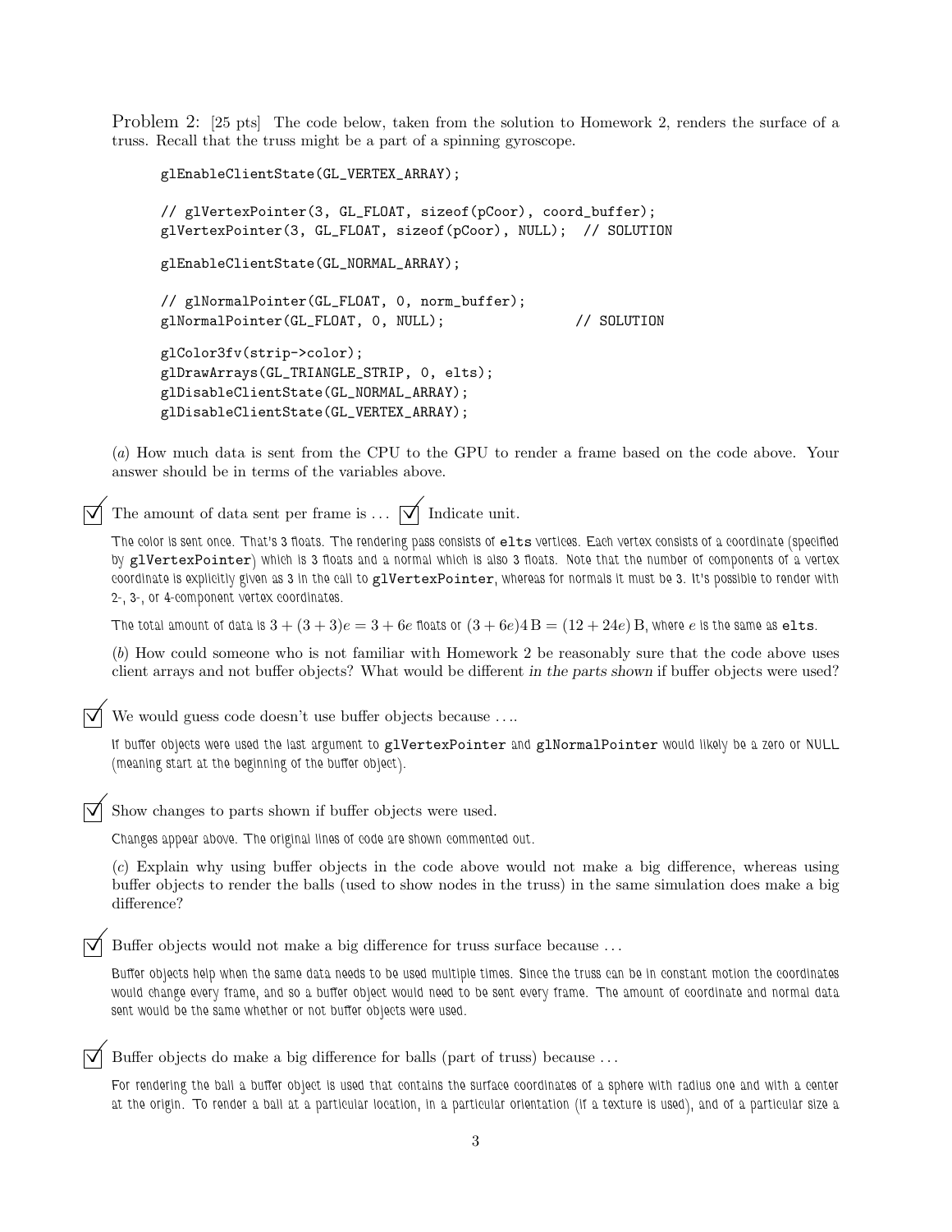Problem 2: [25 pts] The code below, taken from the solution to Homework 2, renders the surface of a truss. Recall that the truss might be a part of a spinning gyroscope.

```
glEnableClientState(GL_VERTEX_ARRAY);

// glVertexPointer(3, GL_FLOAT, sizeof(pCoor), coord_buffer);
glVertexPointer(3, GL_FLOAT, sizeof(pCoor), NULL);  // SOLUTION

glEnableClientState(GL_NORMAL_ARRAY);

// glNormalPointer(GL_FLOAT, 0, norm_buffer);
glNormalPointer(GL_FLOAT, 0, NULL);                 // SOLUTION

glColor3fv(strip->color);
glDrawArrays(GL_TRIANGLE_STRIP, 0, elts);
glDisableClientState(GL_NORMAL_ARRAY);
glDisableClientState(GL_VERTEX_ARRAY);
```

(*a*) How much data is sent from the CPU to the GPU to render a frame based on the code above. Your answer should be in terms of the variables above.

☑ The amount of data sent per frame is ... ☑ Indicate unit.

The color is sent once. That's 3 floats. The rendering pass consists of `elts` vertices. Each vertex consists of a coordinate (specified by `glVertexPointer`) which is 3 floats and a normal which is also 3 floats. Note that the number of components of a vertex coordinate is explicitly given as 3 in the call to `glVertexPointer`, whereas for normals it must be 3. It's possible to render with 2-, 3-, or 4-component vertex coordinates.

The total amount of data is $3 + (3 + 3)e = 3 + 6e$ floats or $(3 + 6e)4\,\mathrm{B} = (12 + 24e)\,\mathrm{B}$, where $e$ is the same as `elts`.

(*b*) How could someone who is not familiar with Homework 2 be reasonably sure that the code above uses client arrays and not buffer objects? What would be different *in the parts shown* if buffer objects were used?

☑ We would guess code doesn't use buffer objects because ....

If buffer objects were used the last argument to `glVertexPointer` and `glNormalPointer` would likely be a zero or NULL (meaning start at the beginning of the buffer object).

☑ Show changes to parts shown if buffer objects were used.

Changes appear above. The original lines of code are shown commented out.

(*c*) Explain why using buffer objects in the code above would not make a big difference, whereas using buffer objects to render the balls (used to show nodes in the truss) in the same simulation does make a big difference?

☑ Buffer objects would not make a big difference for truss surface because ...

Buffer objects help when the same data needs to be used multiple times. Since the truss can be in constant motion the coordinates would change every frame, and so a buffer object would need to be sent every frame. The amount of coordinate and normal data sent would be the same whether or not buffer objects were used.

☑ Buffer objects do make a big difference for balls (part of truss) because ...

For rendering the ball a buffer object is used that contains the surface coordinates of a sphere with radius one and with a center at the origin. To render a ball at a particular location, in a particular orientation (if a texture is used), and of a particular size a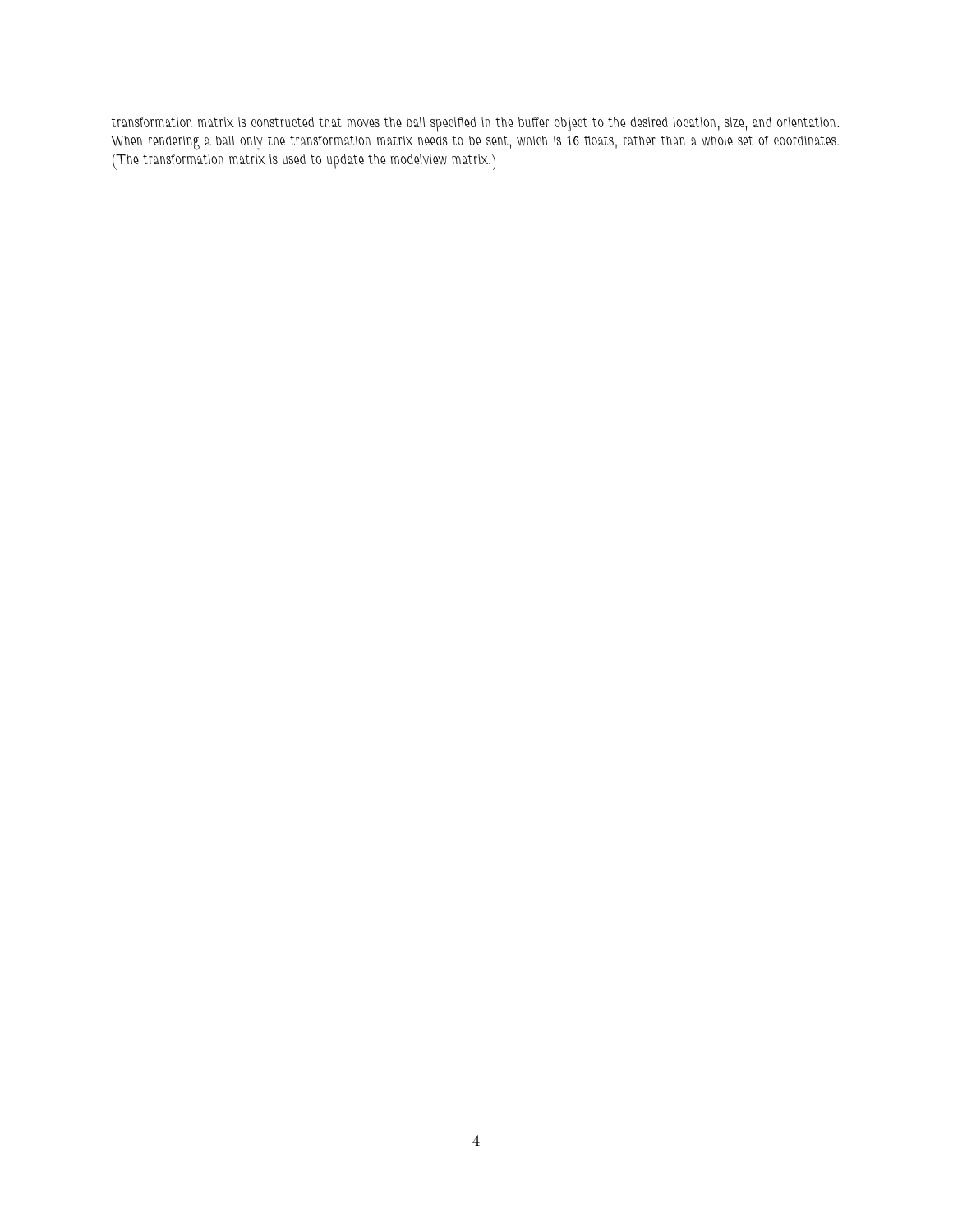transformation matrix is constructed that moves the ball specified in the buffer object to the desired location, size, and orientation. When rendering a ball only the transformation matrix needs to be sent, which is 16 floats, rather than a whole set of coordinates. (The transformation matrix is used to update the modelview matrix.)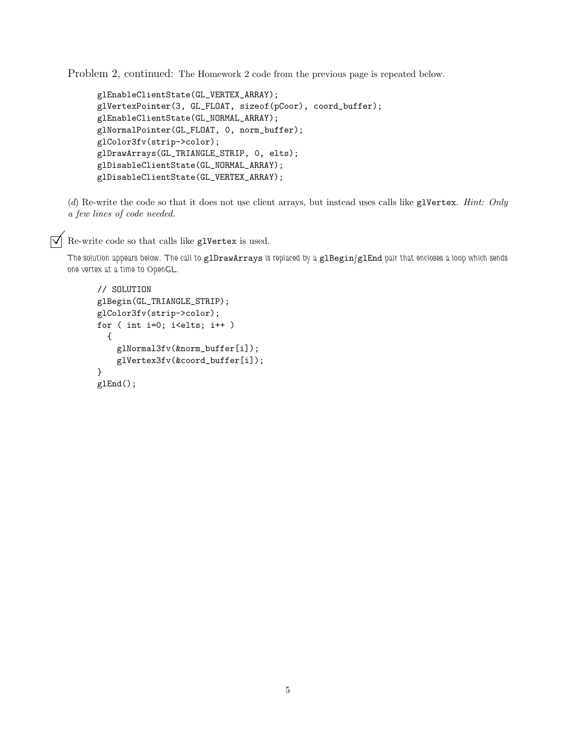Problem 2, continued: The Homework 2 code from the previous page is repeated below.

```
glEnableClientState(GL_VERTEX_ARRAY);
glVertexPointer(3, GL_FLOAT, sizeof(pCoor), coord_buffer);
glEnableClientState(GL_NORMAL_ARRAY);
glNormalPointer(GL_FLOAT, 0, norm_buffer);
glColor3fv(strip->color);
glDrawArrays(GL_TRIANGLE_STRIP, 0, elts);
glDisableClientState(GL_NORMAL_ARRAY);
glDisableClientState(GL_VERTEX_ARRAY);
```

(*d*) Re-write the code so that it does not use client arrays, but instead uses calls like `glVertex`. *Hint: Only a few lines of code needed.*

☑ Re-write code so that calls like `glVertex` is used.

The solution appears below. The call to `glDrawArrays` is replaced by a `glBegin`/`glEnd` pair that encloses a loop which sends one vertex at a time to OpenGL.

```
// SOLUTION
glBegin(GL_TRIANGLE_STRIP);
glColor3fv(strip->color);
for ( int i=0; i<elts; i++ )
  {
    glNormal3fv(&norm_buffer[i]);
    glVertex3fv(&coord_buffer[i]);
}
glEnd();
```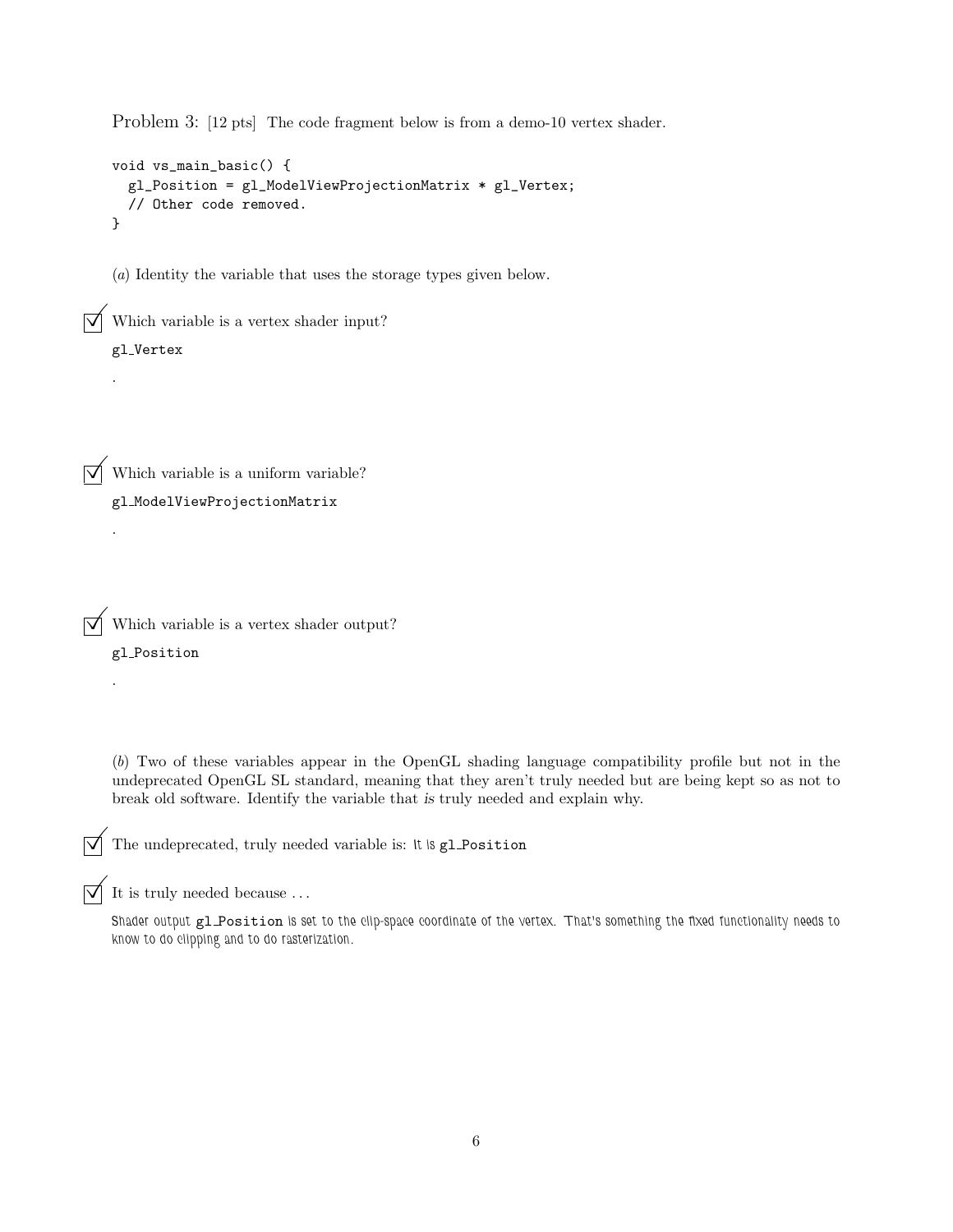Problem 3: [12 pts] The code fragment below is from a demo-10 vertex shader.

```
void vs_main_basic() {
  gl_Position = gl_ModelViewProjectionMatrix * gl_Vertex;
  // Other code removed.
}
```

(*a*) Identity the variable that uses the storage types given below.

☑ Which variable is a vertex shader input?

`gl_Vertex`

.

☑ Which variable is a uniform variable?

`gl_ModelViewProjectionMatrix`

.

☑ Which variable is a vertex shader output?

`gl_Position`

.

(*b*) Two of these variables appear in the OpenGL shading language compatibility profile but not in the undeprecated OpenGL SL standard, meaning that they aren't truly needed but are being kept so as not to break old software. Identify the variable that *is* truly needed and explain why.

☑ The undeprecated, truly needed variable is: It is `gl_Position`

☑ It is truly needed because ...

Shader output `gl_Position` is set to the clip-space coordinate of the vertex. That's something the fixed functionality needs to know to do clipping and to do rasterization.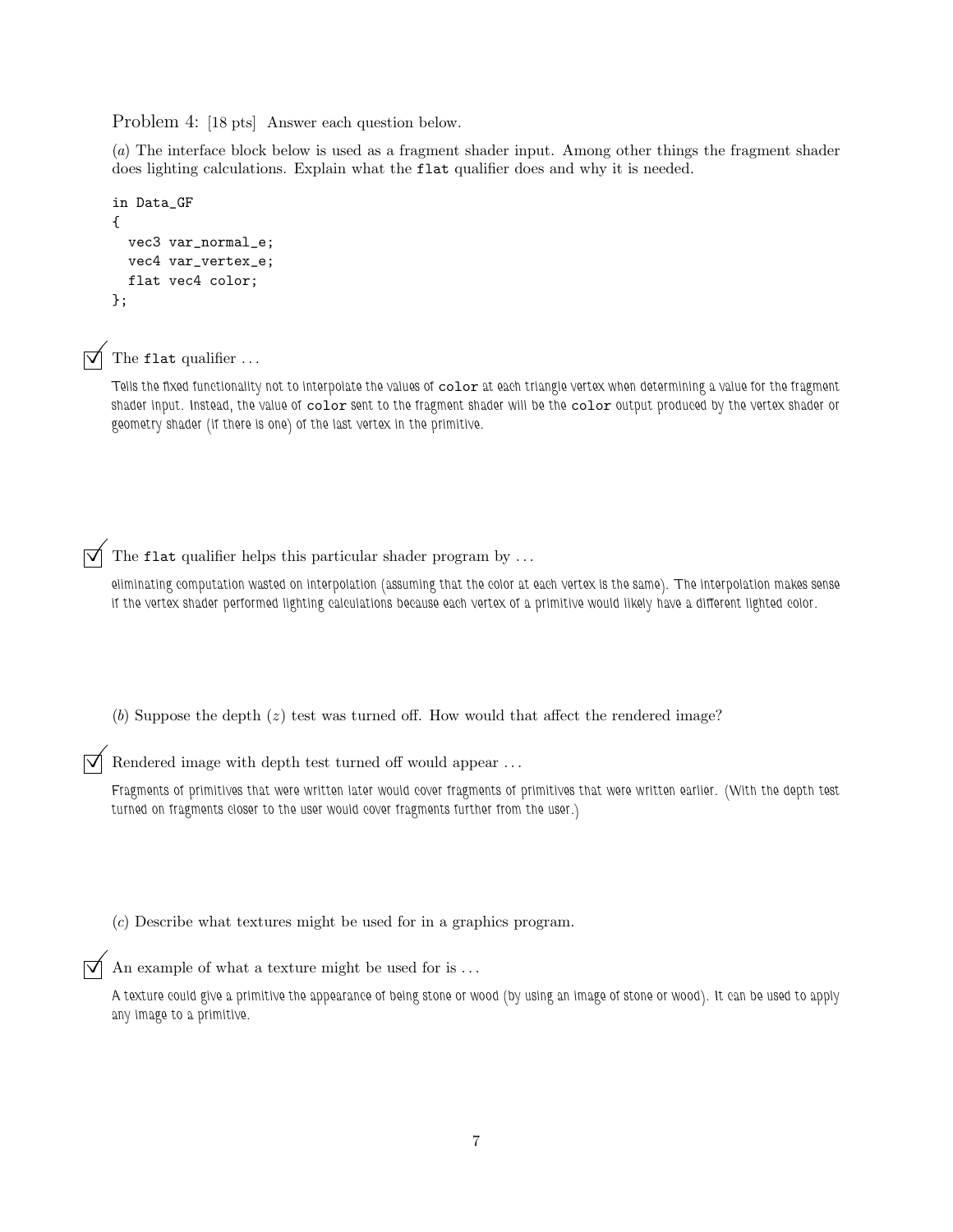Problem 4: [18 pts] Answer each question below.

(*a*) The interface block below is used as a fragment shader input. Among other things the fragment shader does lighting calculations. Explain what the `flat` qualifier does and why it is needed.

```
in Data_GF
{
  vec3 var_normal_e;
  vec4 var_vertex_e;
  flat vec4 color;
};
```

☑ The `flat` qualifier ...

Tells the fixed functionality not to interpolate the values of `color` at each triangle vertex when determining a value for the fragment shader input. Instead, the value of `color` sent to the fragment shader will be the `color` output produced by the vertex shader or geometry shader (if there is one) of the last vertex in the primitive.

☑ The `flat` qualifier helps this particular shader program by ...

eliminating computation wasted on interpolation (assuming that the color at each vertex is the same). The interpolation makes sense if the vertex shader performed lighting calculations because each vertex of a primitive would likely have a different lighted color.

(*b*) Suppose the depth ($z$) test was turned off. How would that affect the rendered image?

☑ Rendered image with depth test turned off would appear ...

Fragments of primitives that were written later would cover fragments of primitives that were written earlier. (With the depth test turned on fragments closer to the user would cover fragments further from the user.)

(*c*) Describe what textures might be used for in a graphics program.

☑ An example of what a texture might be used for is ...

A texture could give a primitive the appearance of being stone or wood (by using an image of stone or wood). It can be used to apply any image to a primitive.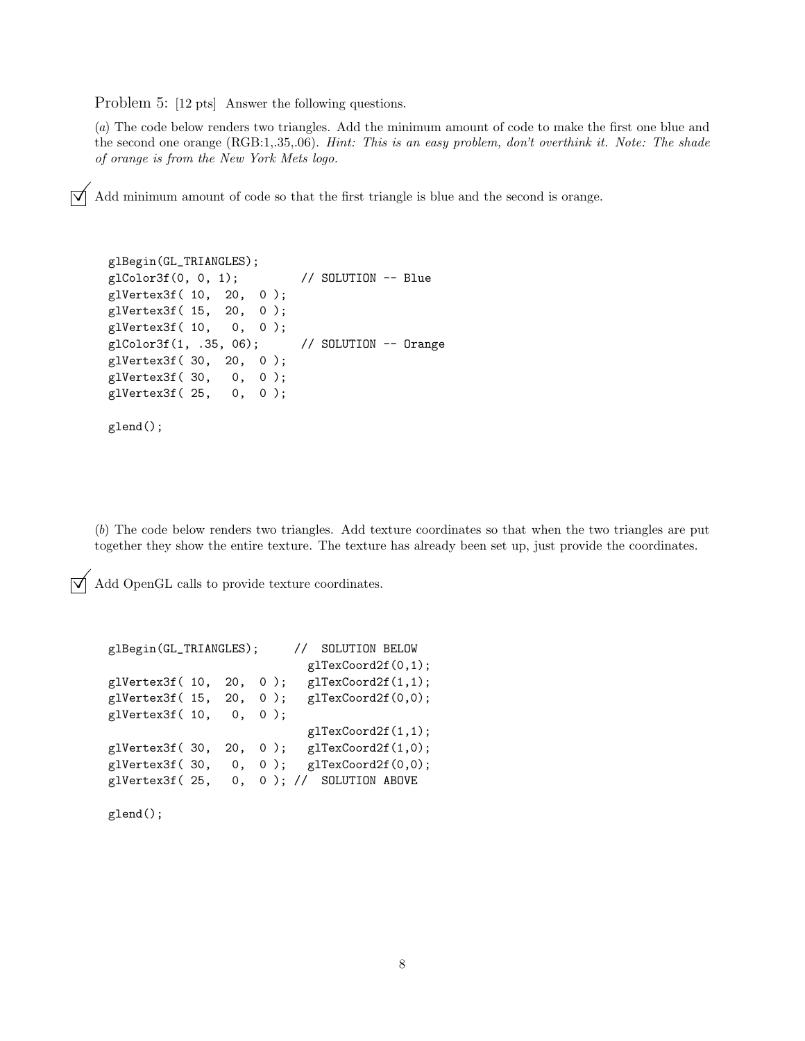Problem 5: [12 pts] Answer the following questions.

(*a*) The code below renders two triangles. Add the minimum amount of code to make the first one blue and the second one orange (RGB:1,.35,.06). *Hint: This is an easy problem, don't overthink it. Note: The shade of orange is from the New York Mets logo.*

☑ Add minimum amount of code so that the first triangle is blue and the second is orange.

```
glBegin(GL_TRIANGLES);
glColor3f(0, 0, 1);          // SOLUTION -- Blue
glVertex3f( 10,  20,  0 );
glVertex3f( 15,  20,  0 );
glVertex3f( 10,   0,  0 );
glColor3f(1, .35, 06);       // SOLUTION -- Orange
glVertex3f( 30,  20,  0 );
glVertex3f( 30,   0,  0 );
glVertex3f( 25,   0,  0 );

glend();
```

(*b*) The code below renders two triangles. Add texture coordinates so that when the two triangles are put together they show the entire texture. The texture has already been set up, just provide the coordinates.

☑ Add OpenGL calls to provide texture coordinates.

```
glBegin(GL_TRIANGLES);      //  SOLUTION BELOW
                              glTexCoord2f(0,1);
glVertex3f( 10,  20,  0 );   glTexCoord2f(1,1);
glVertex3f( 15,  20,  0 );   glTexCoord2f(0,0);
glVertex3f( 10,   0,  0 );
                              glTexCoord2f(1,1);
glVertex3f( 30,  20,  0 );   glTexCoord2f(1,0);
glVertex3f( 30,   0,  0 );   glTexCoord2f(0,0);
glVertex3f( 25,   0,  0 ); //  SOLUTION ABOVE

glend();
```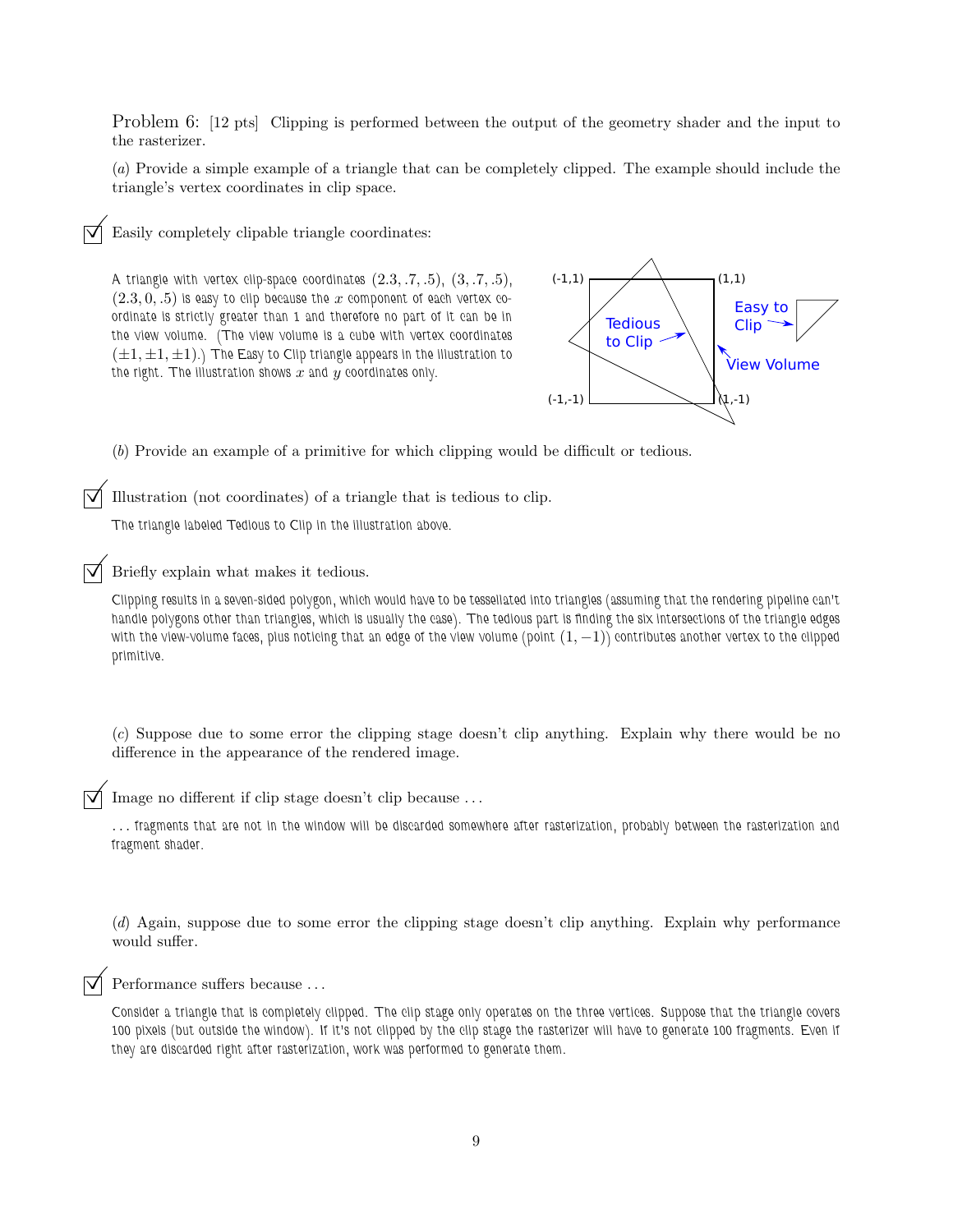Problem 6: [12 pts] Clipping is performed between the output of the geometry shader and the input to the rasterizer.

(*a*) Provide a simple example of a triangle that can be completely clipped. The example should include the triangle's vertex coordinates in clip space.

☑ Easily completely clipable triangle coordinates:

A triangle with vertex clip-space coordinates $(2.3, .7, .5)$, $(3, .7, .5)$, $(2.3, 0, .5)$ is easy to clip because the $x$ component of each vertex coordinate is strictly greater than 1 and therefore no part of it can be in the view volume. (The view volume is a cube with vertex coordinates $(\pm 1, \pm 1, \pm 1)$.) The Easy to Clip triangle appears in the illustration to the right. The illustration shows $x$ and $y$ coordinates only.

(-1,1)
(1,1)
(-1,-1)
(1,-1)
Tedious to Clip
Easy to Clip
View Volume

(*b*) Provide an example of a primitive for which clipping would be difficult or tedious.

☑ Illustration (not coordinates) of a triangle that is tedious to clip.

The triangle labeled Tedious to Clip in the illustration above.

☑ Briefly explain what makes it tedious.

Clipping results in a seven-sided polygon, which would have to be tessellated into triangles (assuming that the rendering pipeline can't handle polygons other than triangles, which is usually the case). The tedious part is finding the six intersections of the triangle edges with the view-volume faces, plus noticing that an edge of the view volume (point $(1, -1)$) contributes another vertex to the clipped primitive.

(*c*) Suppose due to some error the clipping stage doesn't clip anything. Explain why there would be no difference in the appearance of the rendered image.

☑ Image no different if clip stage doesn't clip because ...

... fragments that are not in the window will be discarded somewhere after rasterization, probably between the rasterization and fragment shader.

(*d*) Again, suppose due to some error the clipping stage doesn't clip anything. Explain why performance would suffer.

☑ Performance suffers because ...

Consider a triangle that is completely clipped. The clip stage only operates on the three vertices. Suppose that the triangle covers 100 pixels (but outside the window). If it's not clipped by the clip stage the rasterizer will have to generate 100 fragments. Even if they are discarded right after rasterization, work was performed to generate them.